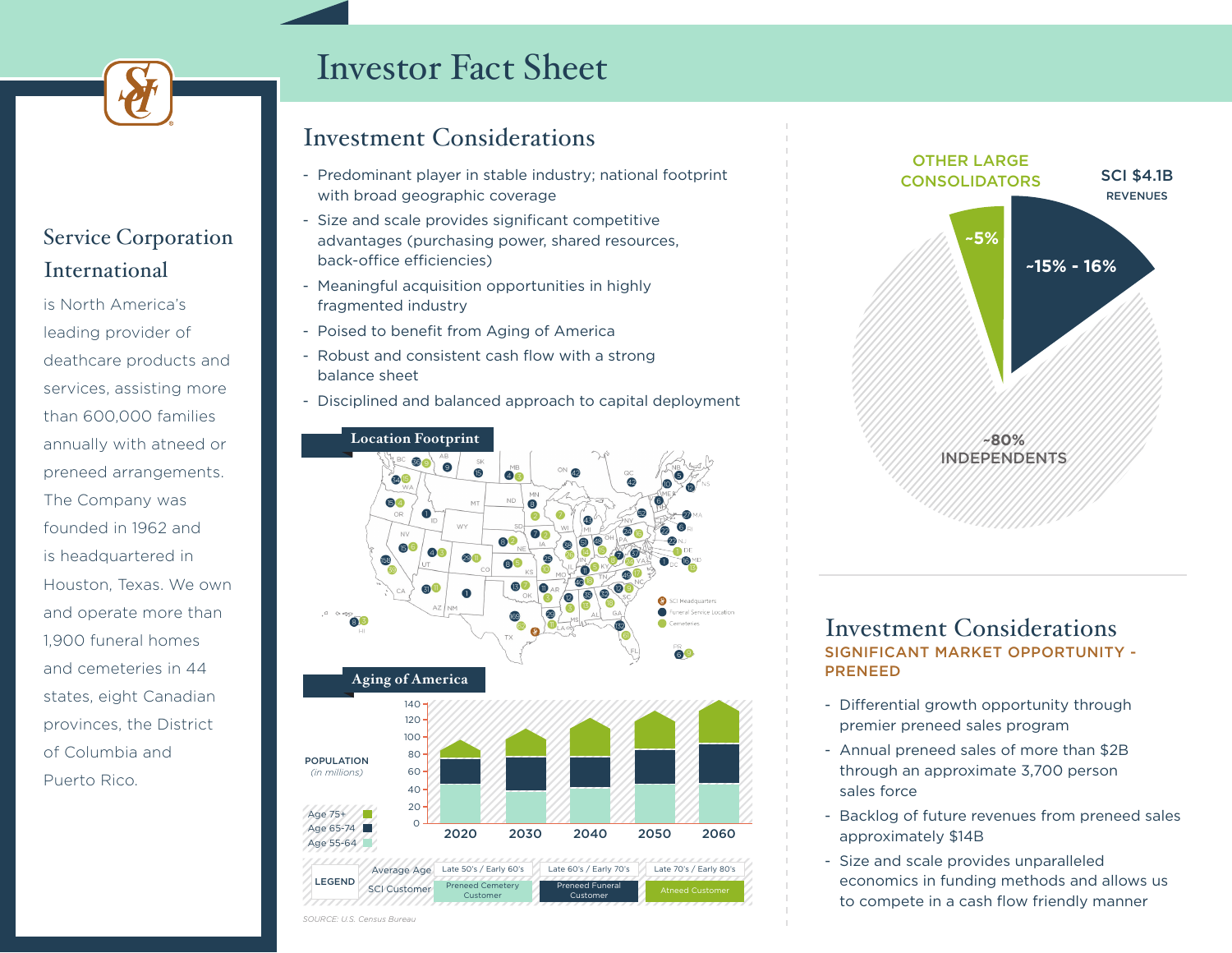# Investor Fact Sheet

## Service Corporation International

is North America's leading provider of deathcare products and services, assisting more than 600,000 families annually with atneed or preneed arrangements. The Company was founded in 1962 and is headquartered in Houston, Texas. We own and operate more than 1,900 funeral homes and cemeteries in 44 states, eight Canadian provinces, the District of Columbia and Puerto Rico.

## Investment Considerations

- Predominant player in stable industry; national footprint with broad geographic coverage
- Size and scale provides significant competitive advantages (purchasing power, shared resources, back-office efficiencies)
- Meaningful acquisition opportunities in highly fragmented industry
- Poised to benefit from Aging of America
- Robust and consistent cash flow with a strong balance sheet
- Disciplined and balanced approach to capital deployment

### Location Footprint

SCI Headquarters | Funeral Service Location | Cemeteries

### Aging of America

POPULATION (in millions)

Age 75+ / Age 65-74 / Age 55-64

2020, 2030, 2040, 2050, 2060

| LEGEND | | | |
|---|---|---|---|
| Average Age | Late 50's / Early 60's | Late 60's / Early 70's | Late 70's / Early 80's |
| SCI Customer | Preneed Cemetery Customer | Preneed Funeral Customer | Atneed Customer |

*SOURCE: U.S. Census Bureau*

SCI $4.1B REVENUES: ~15% - 16%

OTHER LARGE CONSOLIDATORS: ~5%

INDEPENDENTS: ~80%

## Investment Considerations

### SIGNIFICANT MARKET OPPORTUNITY - PRENEED

- Differential growth opportunity through premier preneed sales program
- Annual preneed sales of more than $2B through an approximate 3,700 person sales force
- Backlog of future revenues from preneed sales approximately $14B
- Size and scale provides unparalleled economics in funding methods and allows us to compete in a cash flow friendly manner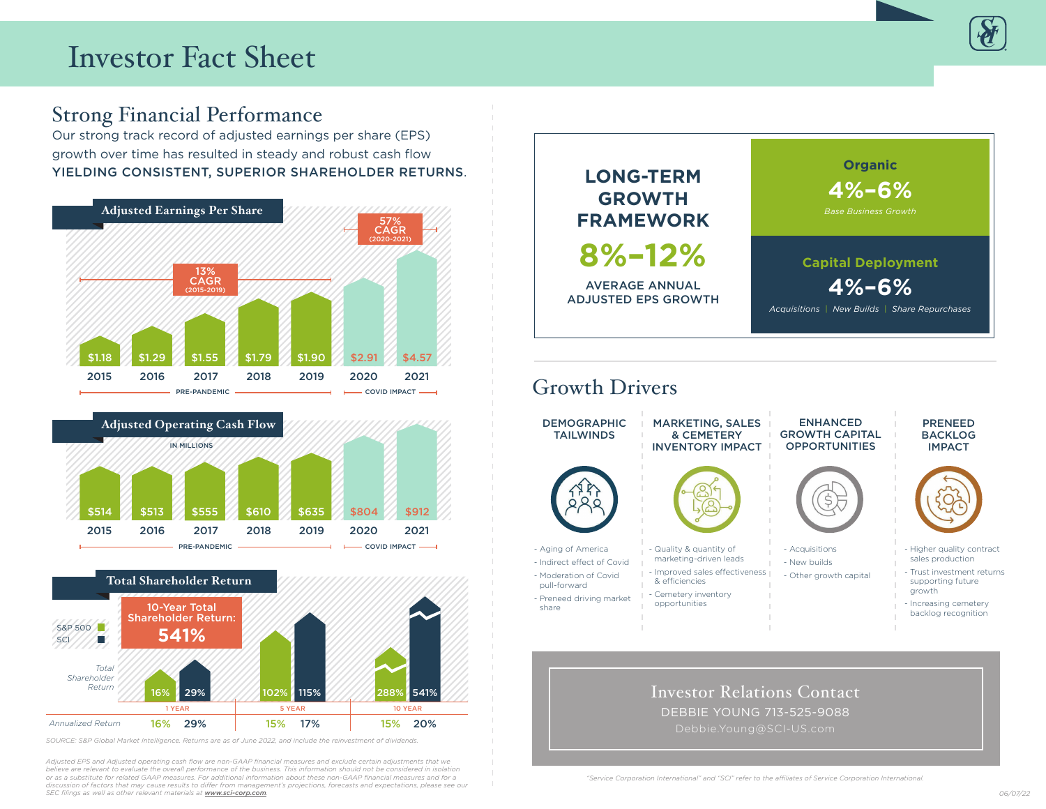# Investor Fact Sheet

## Strong Financial Performance

Our strong track record of adjusted earnings per share (EPS) growth over time has resulted in steady and robust cash flow **YIELDING CONSISTENT, SUPERIOR SHAREHOLDER RETURNS**.

### Adjusted Earnings Per Share

13% CAGR (2015-2019)

57% CAGR (2020-2021)

$1.18 2015
$1.29 2016
$1.55 2017
$1.79 2018
$1.90 2019
$2.91 2020
$4.57 2021

PRE-PANDEMIC — COVID IMPACT

### Adjusted Operating Cash Flow

IN MILLIONS

$514 2015
$513 2016
$555 2017
$610 2018
$635 2019
$804 2020
$912 2021

PRE-PANDEMIC — COVID IMPACT

### Total Shareholder Return

S&P 500
SCI

10-Year Total Shareholder Return: **541%**

Total Shareholder Return

1 YEAR: 16% 29%
5 YEAR: 102% 115%
10 YEAR: 288% 541%

Annualized Return: 16% 29% | 15% 17% | 15% 20%

*SOURCE: S&P Global Market Intelligence. Returns are as of June 2022, and include the reinvestment of dividends.*

*Adjusted EPS and Adjusted operating cash flow are non-GAAP financial measures and exclude certain adjustments that we believe are relevant to evaluate the overall performance of the business. This information should not be considered in isolation or as a substitute for related GAAP measures. For additional information about these non-GAAP financial measures and for a discussion of factors that may cause results to differ from management's projections, forecasts and expectations, please see our SEC filings as well as other relevant materials at **www.sci-corp.com**.*

## LONG-TERM GROWTH FRAMEWORK

**8%–12%**

AVERAGE ANNUAL ADJUSTED EPS GROWTH

**Organic**
**4%–6%**
*Base Business Growth*

**Capital Deployment**
**4%–6%**
*Acquisitions | New Builds | Share Repurchases*

## Growth Drivers

### DEMOGRAPHIC TAILWINDS

- Aging of America
- Indirect effect of Covid
- Moderation of Covid pull-forward
- Preneed driving market share

### MARKETING, SALES & CEMETERY INVENTORY IMPACT

- Quality & quantity of marketing-driven leads
- Improved sales effectiveness & efficiencies
- Cemetery inventory opportunities

### ENHANCED GROWTH CAPITAL OPPORTUNITIES

- Acquisitions
- New builds
- Other growth capital

### PRENEED BACKLOG IMPACT

- Higher quality contract sales production
- Trust investment returns supporting future growth
- Increasing cemetery backlog recognition

## Investor Relations Contact

DEBBIE YOUNG 713-525-9088

Debbie.Young@SCI-US.com

*"Service Corporation International" and "SCI" refer to the affiliates of Service Corporation International.*

06/07/22